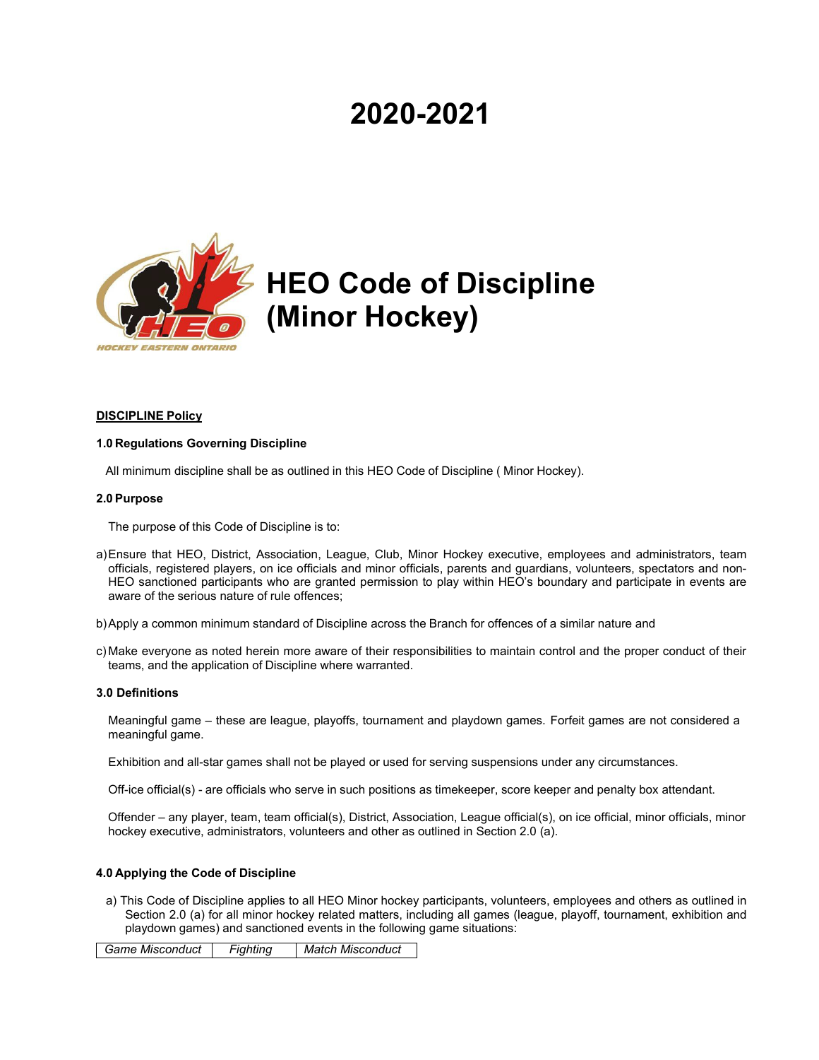# 2020-2021

# HEO Code of Discipline (Minor Hockey)

HOCKEY EASTERN ONTARIO

**DISCIPLINE Policy**

**1.0 Regulations Governing Discipline**

All minimum discipline shall be as outlined in this HEO Code of Discipline ( Minor Hockey).

**2.0 Purpose**

The purpose of this Code of Discipline is to:

a) Ensure that HEO, District, Association, League, Club, Minor Hockey executive, employees and administrators, team officials, registered players, on ice officials and minor officials, parents and guardians, volunteers, spectators and non-HEO sanctioned participants who are granted permission to play within HEO's boundary and participate in events are aware of the serious nature of rule offences;

b) Apply a common minimum standard of Discipline across the Branch for offences of a similar nature and

c) Make everyone as noted herein more aware of their responsibilities to maintain control and the proper conduct of their teams, and the application of Discipline where warranted.

**3.0 Definitions**

Meaningful game – these are league, playoffs, tournament and playdown games. Forfeit games are not considered a meaningful game.

Exhibition and all-star games shall not be played or used for serving suspensions under any circumstances.

Off-ice official(s) - are officials who serve in such positions as timekeeper, score keeper and penalty box attendant.

Offender – any player, team, team official(s), District, Association, League official(s), on ice official, minor officials, minor hockey executive, administrators, volunteers and other as outlined in Section 2.0 (a).

**4.0 Applying the Code of Discipline**

a) This Code of Discipline applies to all HEO Minor hockey participants, volunteers, employees and others as outlined in Section 2.0 (a) for all minor hockey related matters, including all games (league, playoff, tournament, exhibition and playdown games) and sanctioned events in the following game situations:

| *Game Misconduct* | *Fighting* | *Match Misconduct* |
|---|---|---|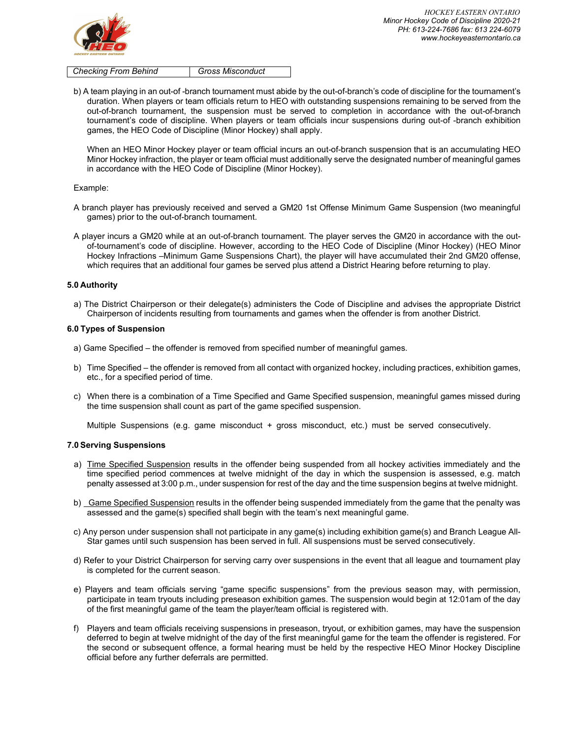| Checking From Behind | Gross Misconduct |
|---|---|

b) A team playing in an out-of -branch tournament must abide by the out-of-branch's code of discipline for the tournament's duration. When players or team officials return to HEO with outstanding suspensions remaining to be served from the out-of-branch tournament, the suspension must be served to completion in accordance with the out-of-branch tournament's code of discipline. When players or team officials incur suspensions during out-of -branch exhibition games, the HEO Code of Discipline (Minor Hockey) shall apply.

When an HEO Minor Hockey player or team official incurs an out-of-branch suspension that is an accumulating HEO Minor Hockey infraction, the player or team official must additionally serve the designated number of meaningful games in accordance with the HEO Code of Discipline (Minor Hockey).

Example:

A branch player has previously received and served a GM20 1st Offense Minimum Game Suspension (two meaningful games) prior to the out-of-branch tournament.

A player incurs a GM20 while at an out-of-branch tournament. The player serves the GM20 in accordance with the out-of-tournament's code of discipline. However, according to the HEO Code of Discipline (Minor Hockey) (HEO Minor Hockey Infractions –Minimum Game Suspensions Chart), the player will have accumulated their 2nd GM20 offense, which requires that an additional four games be served plus attend a District Hearing before returning to play.

**5.0 Authority**

a) The District Chairperson or their delegate(s) administers the Code of Discipline and advises the appropriate District Chairperson of incidents resulting from tournaments and games when the offender is from another District.

**6.0 Types of Suspension**

a) Game Specified – the offender is removed from specified number of meaningful games.

b) Time Specified – the offender is removed from all contact with organized hockey, including practices, exhibition games, etc., for a specified period of time.

c) When there is a combination of a Time Specified and Game Specified suspension, meaningful games missed during the time suspension shall count as part of the game specified suspension.

Multiple Suspensions (e.g. game misconduct + gross misconduct, etc.) must be served consecutively.

**7.0 Serving Suspensions**

a) Time Specified Suspension results in the offender being suspended from all hockey activities immediately and the time specified period commences at twelve midnight of the day in which the suspension is assessed, e.g. match penalty assessed at 3:00 p.m., under suspension for rest of the day and the time suspension begins at twelve midnight.

b) Game Specified Suspension results in the offender being suspended immediately from the game that the penalty was assessed and the game(s) specified shall begin with the team's next meaningful game.

c) Any person under suspension shall not participate in any game(s) including exhibition game(s) and Branch League All-Star games until such suspension has been served in full. All suspensions must be served consecutively.

d) Refer to your District Chairperson for serving carry over suspensions in the event that all league and tournament play is completed for the current season.

e) Players and team officials serving "game specific suspensions" from the previous season may, with permission, participate in team tryouts including preseason exhibition games. The suspension would begin at 12:01am of the day of the first meaningful game of the team the player/team official is registered with.

f) Players and team officials receiving suspensions in preseason, tryout, or exhibition games, may have the suspension deferred to begin at twelve midnight of the day of the first meaningful game for the team the offender is registered. For the second or subsequent offence, a formal hearing must be held by the respective HEO Minor Hockey Discipline official before any further deferrals are permitted.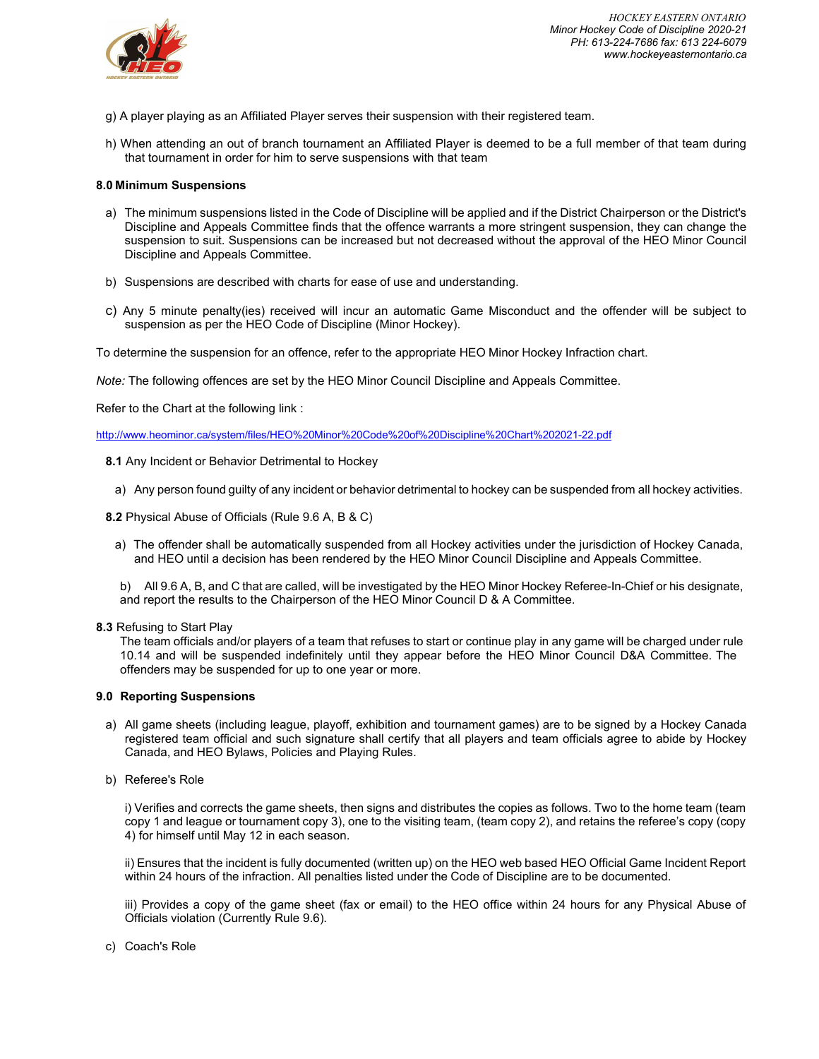g) A player playing as an Affiliated Player serves their suspension with their registered team.

h) When attending an out of branch tournament an Affiliated Player is deemed to be a full member of that team during that tournament in order for him to serve suspensions with that team

**8.0 Minimum Suspensions**

a) The minimum suspensions listed in the Code of Discipline will be applied and if the District Chairperson or the District's Discipline and Appeals Committee finds that the offence warrants a more stringent suspension, they can change the suspension to suit. Suspensions can be increased but not decreased without the approval of the HEO Minor Council Discipline and Appeals Committee.

b) Suspensions are described with charts for ease of use and understanding.

c) Any 5 minute penalty(ies) received will incur an automatic Game Misconduct and the offender will be subject to suspension as per the HEO Code of Discipline (Minor Hockey).

To determine the suspension for an offence, refer to the appropriate HEO Minor Hockey Infraction chart.

*Note:* The following offences are set by the HEO Minor Council Discipline and Appeals Committee.

Refer to the Chart at the following link :

http://www.heominor.ca/system/files/HEO%20Minor%20Code%20of%20Discipline%20Chart%202021-22.pdf

**8.1** Any Incident or Behavior Detrimental to Hockey

a) Any person found guilty of any incident or behavior detrimental to hockey can be suspended from all hockey activities.

**8.2** Physical Abuse of Officials (Rule 9.6 A, B & C)

a) The offender shall be automatically suspended from all Hockey activities under the jurisdiction of Hockey Canada, and HEO until a decision has been rendered by the HEO Minor Council Discipline and Appeals Committee.

b) All 9.6 A, B, and C that are called, will be investigated by the HEO Minor Hockey Referee-In-Chief or his designate, and report the results to the Chairperson of the HEO Minor Council D & A Committee.

**8.3** Refusing to Start Play

The team officials and/or players of a team that refuses to start or continue play in any game will be charged under rule 10.14 and will be suspended indefinitely until they appear before the HEO Minor Council D&A Committee. The offenders may be suspended for up to one year or more.

**9.0 Reporting Suspensions**

a) All game sheets (including league, playoff, exhibition and tournament games) are to be signed by a Hockey Canada registered team official and such signature shall certify that all players and team officials agree to abide by Hockey Canada, and HEO Bylaws, Policies and Playing Rules.

b) Referee's Role

i) Verifies and corrects the game sheets, then signs and distributes the copies as follows. Two to the home team (team copy 1 and league or tournament copy 3), one to the visiting team, (team copy 2), and retains the referee's copy (copy 4) for himself until May 12 in each season.

ii) Ensures that the incident is fully documented (written up) on the HEO web based HEO Official Game Incident Report within 24 hours of the infraction. All penalties listed under the Code of Discipline are to be documented.

iii) Provides a copy of the game sheet (fax or email) to the HEO office within 24 hours for any Physical Abuse of Officials violation (Currently Rule 9.6).

c) Coach's Role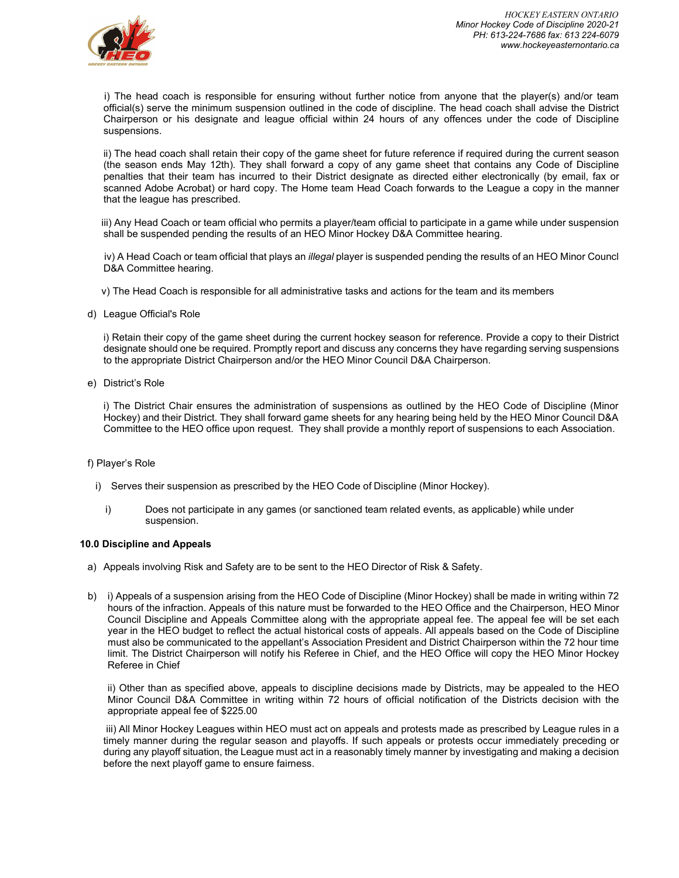i) The head coach is responsible for ensuring without further notice from anyone that the player(s) and/or team official(s) serve the minimum suspension outlined in the code of discipline. The head coach shall advise the District Chairperson or his designate and league official within 24 hours of any offences under the code of Discipline suspensions.

ii) The head coach shall retain their copy of the game sheet for future reference if required during the current season (the season ends May 12th). They shall forward a copy of any game sheet that contains any Code of Discipline penalties that their team has incurred to their District designate as directed either electronically (by email, fax or scanned Adobe Acrobat) or hard copy. The Home team Head Coach forwards to the League a copy in the manner that the league has prescribed.

iii) Any Head Coach or team official who permits a player/team official to participate in a game while under suspension shall be suspended pending the results of an HEO Minor Hockey D&A Committee hearing.

iv) A Head Coach or team official that plays an *illegal* player is suspended pending the results of an HEO Minor Councl D&A Committee hearing.

v) The Head Coach is responsible for all administrative tasks and actions for the team and its members

d) League Official's Role

i) Retain their copy of the game sheet during the current hockey season for reference. Provide a copy to their District designate should one be required. Promptly report and discuss any concerns they have regarding serving suspensions to the appropriate District Chairperson and/or the HEO Minor Council D&A Chairperson.

e) District's Role

i) The District Chair ensures the administration of suspensions as outlined by the HEO Code of Discipline (Minor Hockey) and their District. They shall forward game sheets for any hearing being held by the HEO Minor Council D&A Committee to the HEO office upon request. They shall provide a monthly report of suspensions to each Association.

f) Player's Role

i) Serves their suspension as prescribed by the HEO Code of Discipline (Minor Hockey).

i) Does not participate in any games (or sanctioned team related events, as applicable) while under suspension.

**10.0 Discipline and Appeals**

a) Appeals involving Risk and Safety are to be sent to the HEO Director of Risk & Safety.

b) i) Appeals of a suspension arising from the HEO Code of Discipline (Minor Hockey) shall be made in writing within 72 hours of the infraction. Appeals of this nature must be forwarded to the HEO Office and the Chairperson, HEO Minor Council Discipline and Appeals Committee along with the appropriate appeal fee. The appeal fee will be set each year in the HEO budget to reflect the actual historical costs of appeals. All appeals based on the Code of Discipline must also be communicated to the appellant's Association President and District Chairperson within the 72 hour time limit. The District Chairperson will notify his Referee in Chief, and the HEO Office will copy the HEO Minor Hockey Referee in Chief

ii) Other than as specified above, appeals to discipline decisions made by Districts, may be appealed to the HEO Minor Council D&A Committee in writing within 72 hours of official notification of the Districts decision with the appropriate appeal fee of $225.00

iii) All Minor Hockey Leagues within HEO must act on appeals and protests made as prescribed by League rules in a timely manner during the regular season and playoffs. If such appeals or protests occur immediately preceding or during any playoff situation, the League must act in a reasonably timely manner by investigating and making a decision before the next playoff game to ensure fairness.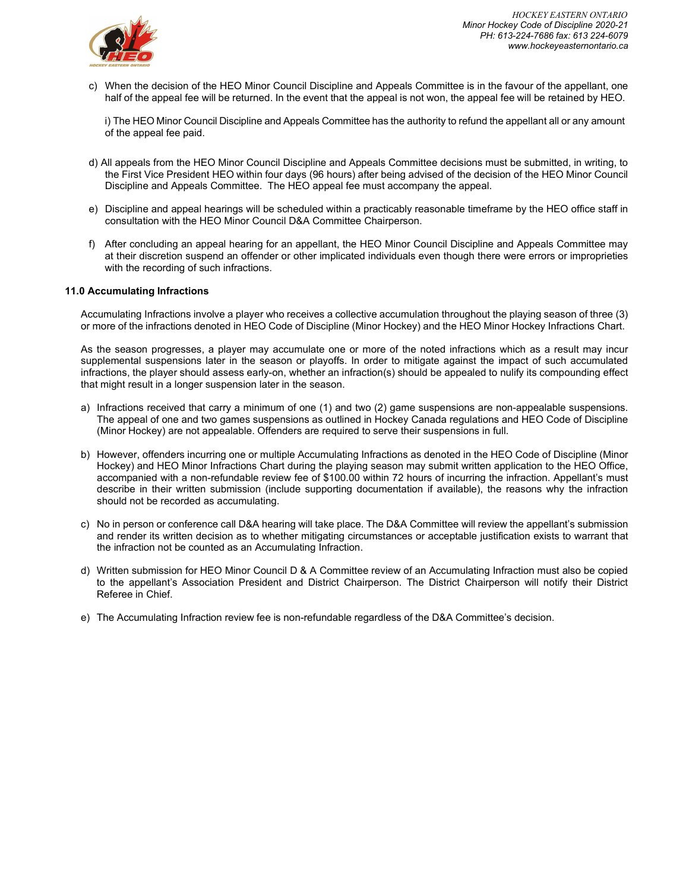c) When the decision of the HEO Minor Council Discipline and Appeals Committee is in the favour of the appellant, one half of the appeal fee will be returned. In the event that the appeal is not won, the appeal fee will be retained by HEO.

   i) The HEO Minor Council Discipline and Appeals Committee has the authority to refund the appellant all or any amount of the appeal fee paid.

d) All appeals from the HEO Minor Council Discipline and Appeals Committee decisions must be submitted, in writing, to the First Vice President HEO within four days (96 hours) after being advised of the decision of the HEO Minor Council Discipline and Appeals Committee. The HEO appeal fee must accompany the appeal.

e) Discipline and appeal hearings will be scheduled within a practicably reasonable timeframe by the HEO office staff in consultation with the HEO Minor Council D&A Committee Chairperson.

f) After concluding an appeal hearing for an appellant, the HEO Minor Council Discipline and Appeals Committee may at their discretion suspend an offender or other implicated individuals even though there were errors or improprieties with the recording of such infractions.

**11.0 Accumulating Infractions**

Accumulating Infractions involve a player who receives a collective accumulation throughout the playing season of three (3) or more of the infractions denoted in HEO Code of Discipline (Minor Hockey) and the HEO Minor Hockey Infractions Chart.

As the season progresses, a player may accumulate one or more of the noted infractions which as a result may incur supplemental suspensions later in the season or playoffs. In order to mitigate against the impact of such accumulated infractions, the player should assess early-on, whether an infraction(s) should be appealed to nulify its compounding effect that might result in a longer suspension later in the season.

a) Infractions received that carry a minimum of one (1) and two (2) game suspensions are non-appealable suspensions. The appeal of one and two games suspensions as outlined in Hockey Canada regulations and HEO Code of Discipline (Minor Hockey) are not appealable. Offenders are required to serve their suspensions in full.

b) However, offenders incurring one or multiple Accumulating Infractions as denoted in the HEO Code of Discipline (Minor Hockey) and HEO Minor Infractions Chart during the playing season may submit written application to the HEO Office, accompanied with a non-refundable review fee of $100.00 within 72 hours of incurring the infraction. Appellant's must describe in their written submission (include supporting documentation if available), the reasons why the infraction should not be recorded as accumulating.

c) No in person or conference call D&A hearing will take place. The D&A Committee will review the appellant's submission and render its written decision as to whether mitigating circumstances or acceptable justification exists to warrant that the infraction not be counted as an Accumulating Infraction.

d) Written submission for HEO Minor Council D & A Committee review of an Accumulating Infraction must also be copied to the appellant's Association President and District Chairperson. The District Chairperson will notify their District Referee in Chief.

e) The Accumulating Infraction review fee is non-refundable regardless of the D&A Committee's decision.